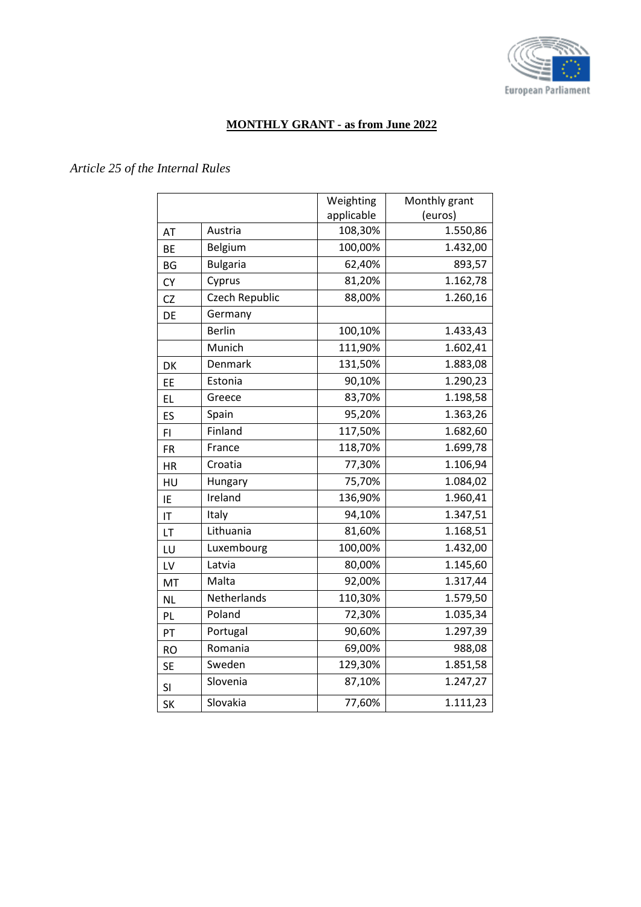**MONTHLY GRANT - as from June 2022**

*Article 25 of the Internal Rules*

| | | Weighting applicable | Monthly grant (euros) |
|---|---|---|---|
| AT | Austria | 108,30% | 1.550,86 |
| BE | Belgium | 100,00% | 1.432,00 |
| BG | Bulgaria | 62,40% | 893,57 |
| CY | Cyprus | 81,20% | 1.162,78 |
| CZ | Czech Republic | 88,00% | 1.260,16 |
| DE | Germany | | |
| | Berlin | 100,10% | 1.433,43 |
| | Munich | 111,90% | 1.602,41 |
| DK | Denmark | 131,50% | 1.883,08 |
| EE | Estonia | 90,10% | 1.290,23 |
| EL | Greece | 83,70% | 1.198,58 |
| ES | Spain | 95,20% | 1.363,26 |
| FI | Finland | 117,50% | 1.682,60 |
| FR | France | 118,70% | 1.699,78 |
| HR | Croatia | 77,30% | 1.106,94 |
| HU | Hungary | 75,70% | 1.084,02 |
| IE | Ireland | 136,90% | 1.960,41 |
| IT | Italy | 94,10% | 1.347,51 |
| LT | Lithuania | 81,60% | 1.168,51 |
| LU | Luxembourg | 100,00% | 1.432,00 |
| LV | Latvia | 80,00% | 1.145,60 |
| MT | Malta | 92,00% | 1.317,44 |
| NL | Netherlands | 110,30% | 1.579,50 |
| PL | Poland | 72,30% | 1.035,34 |
| PT | Portugal | 90,60% | 1.297,39 |
| RO | Romania | 69,00% | 988,08 |
| SE | Sweden | 129,30% | 1.851,58 |
| SI | Slovenia | 87,10% | 1.247,27 |
| SK | Slovakia | 77,60% | 1.111,23 |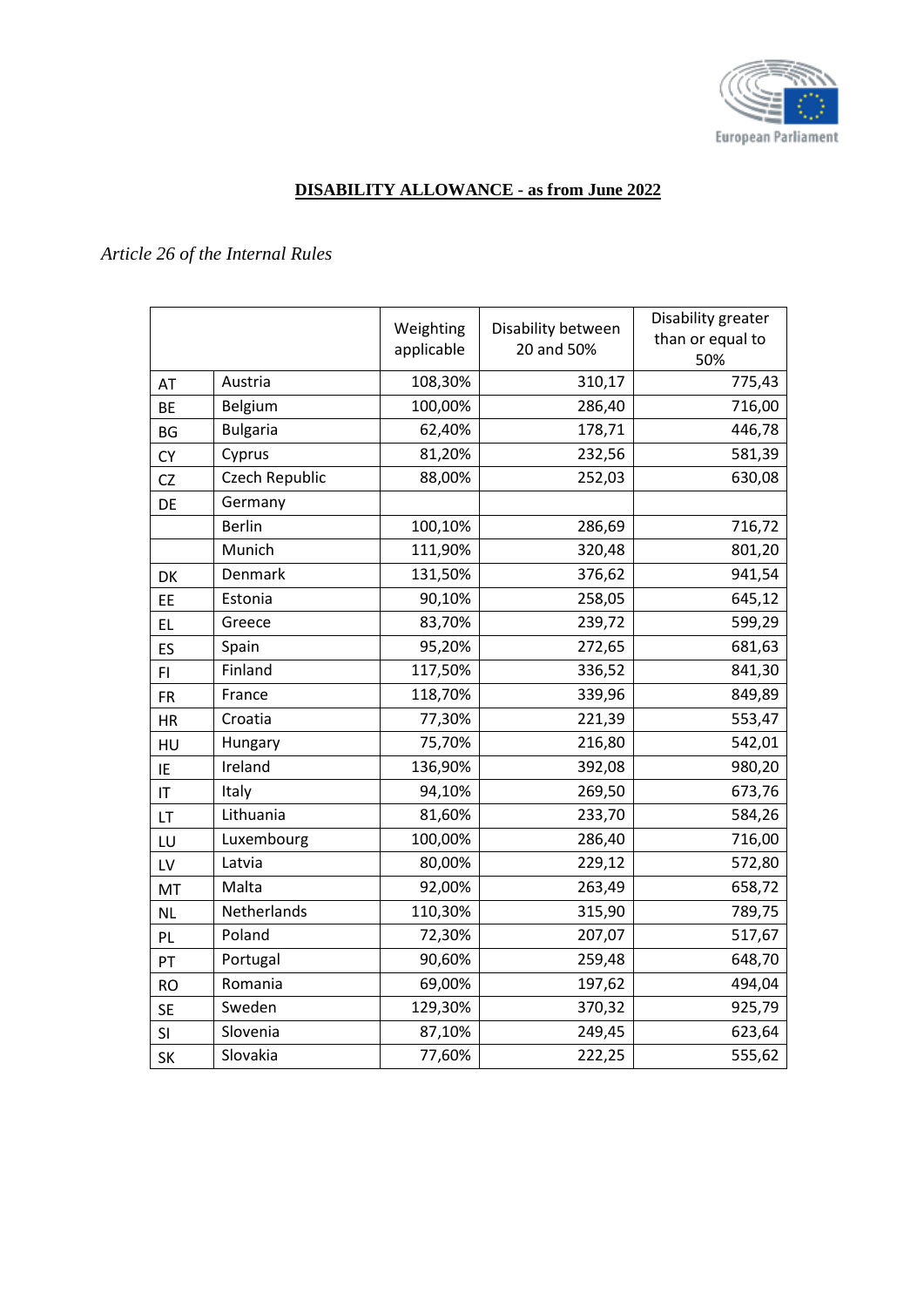**DISABILITY ALLOWANCE - as from June 2022**

*Article 26 of the Internal Rules*

| | | Weighting applicable | Disability between 20 and 50% | Disability greater than or equal to 50% |
|---|---|---|---|---|
| AT | Austria | 108,30% | 310,17 | 775,43 |
| BE | Belgium | 100,00% | 286,40 | 716,00 |
| BG | Bulgaria | 62,40% | 178,71 | 446,78 |
| CY | Cyprus | 81,20% | 232,56 | 581,39 |
| CZ | Czech Republic | 88,00% | 252,03 | 630,08 |
| DE | Germany | | | |
| | Berlin | 100,10% | 286,69 | 716,72 |
| | Munich | 111,90% | 320,48 | 801,20 |
| DK | Denmark | 131,50% | 376,62 | 941,54 |
| EE | Estonia | 90,10% | 258,05 | 645,12 |
| EL | Greece | 83,70% | 239,72 | 599,29 |
| ES | Spain | 95,20% | 272,65 | 681,63 |
| FI | Finland | 117,50% | 336,52 | 841,30 |
| FR | France | 118,70% | 339,96 | 849,89 |
| HR | Croatia | 77,30% | 221,39 | 553,47 |
| HU | Hungary | 75,70% | 216,80 | 542,01 |
| IE | Ireland | 136,90% | 392,08 | 980,20 |
| IT | Italy | 94,10% | 269,50 | 673,76 |
| LT | Lithuania | 81,60% | 233,70 | 584,26 |
| LU | Luxembourg | 100,00% | 286,40 | 716,00 |
| LV | Latvia | 80,00% | 229,12 | 572,80 |
| MT | Malta | 92,00% | 263,49 | 658,72 |
| NL | Netherlands | 110,30% | 315,90 | 789,75 |
| PL | Poland | 72,30% | 207,07 | 517,67 |
| PT | Portugal | 90,60% | 259,48 | 648,70 |
| RO | Romania | 69,00% | 197,62 | 494,04 |
| SE | Sweden | 129,30% | 370,32 | 925,79 |
| SI | Slovenia | 87,10% | 249,45 | 623,64 |
| SK | Slovakia | 77,60% | 222,25 | 555,62 |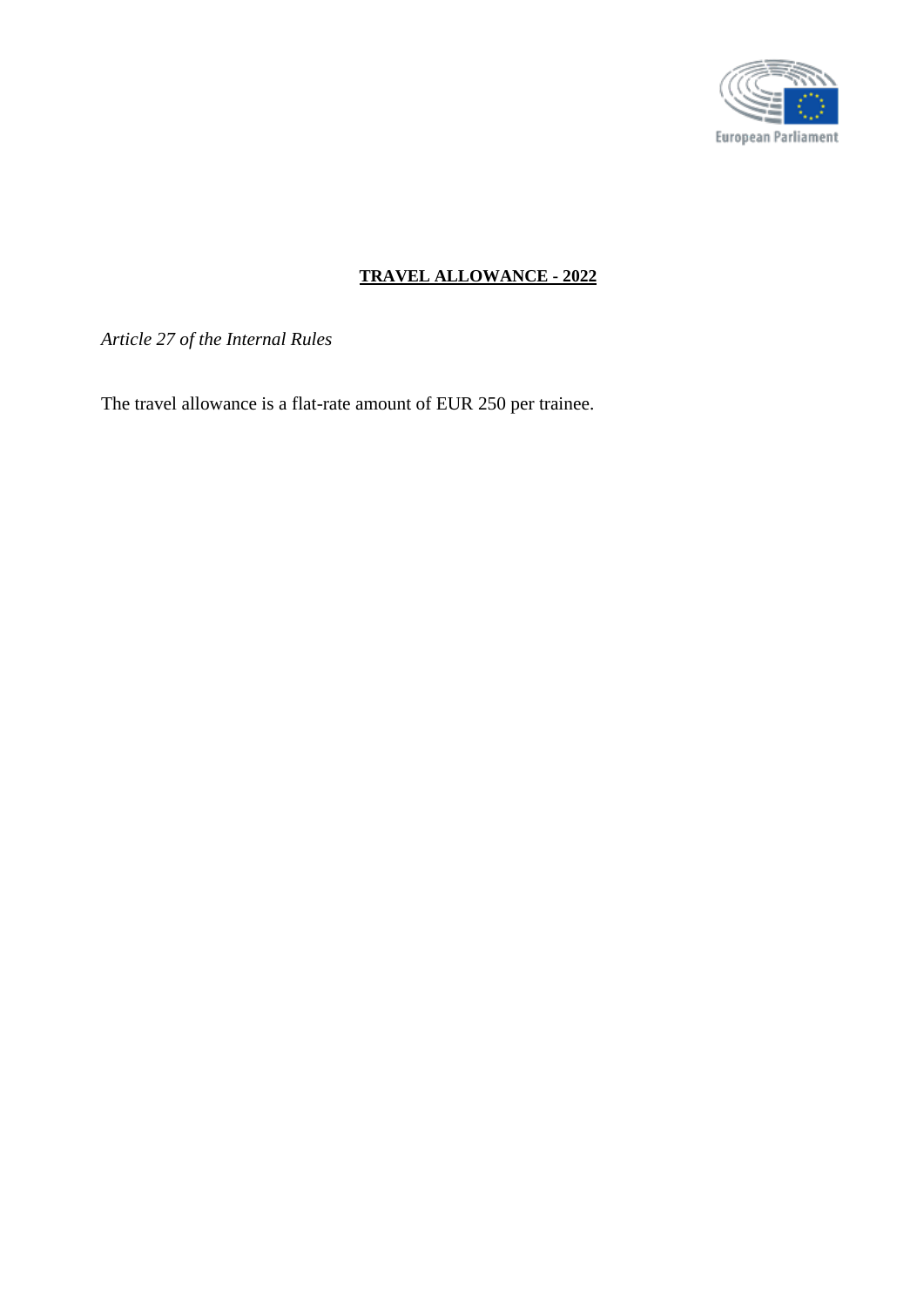**TRAVEL ALLOWANCE - 2022**

*Article 27 of the Internal Rules*

The travel allowance is a flat-rate amount of EUR 250 per trainee.